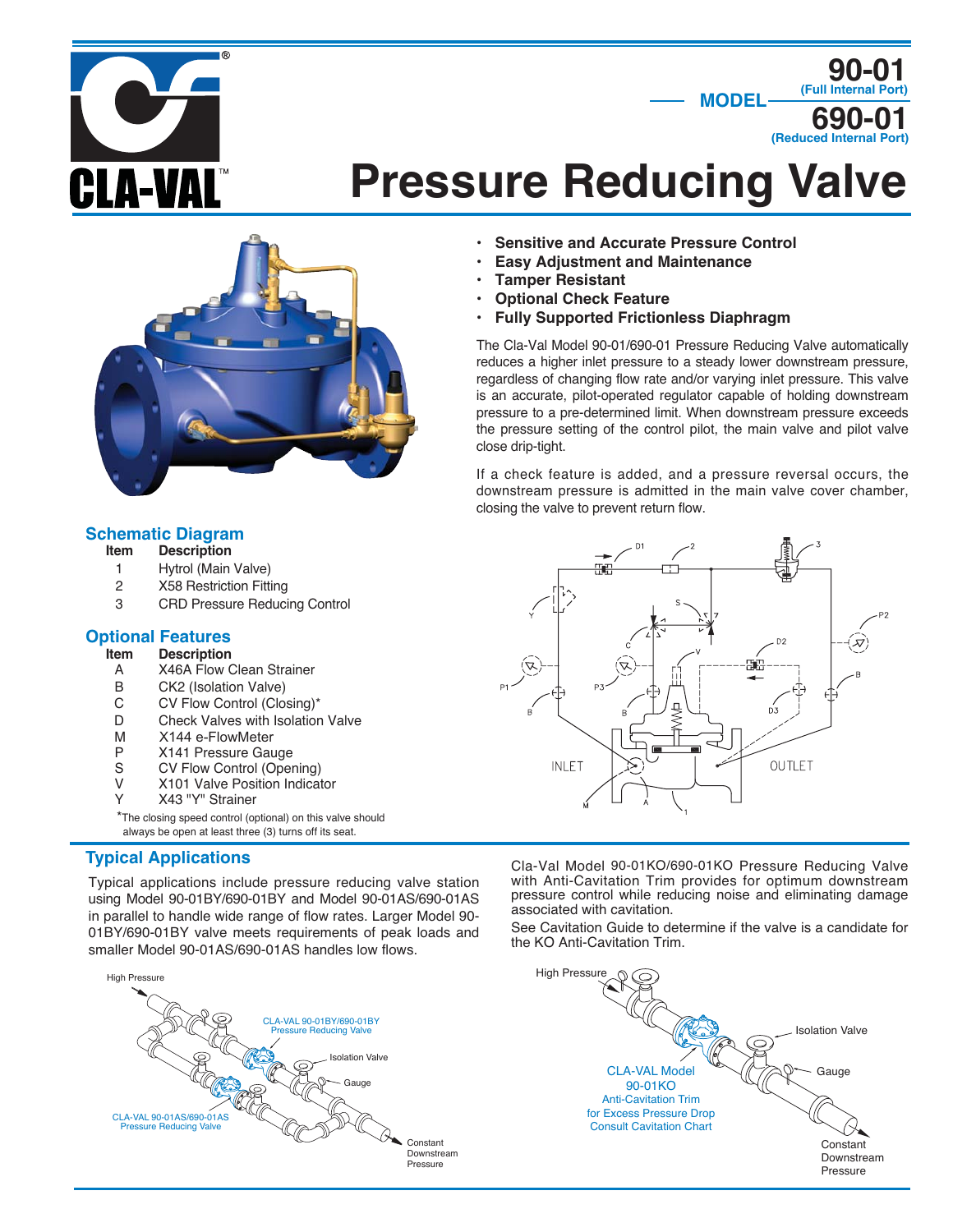# MODEL 90-01 (Full Internal Port) 690-01 (Reduced Internal Port)

# Pressure Reducing Valve

- **Sensitive and Accurate Pressure Control**
- **Easy Adjustment and Maintenance**
- **Tamper Resistant**
- **Optional Check Feature**
- **Fully Supported Frictionless Diaphragm**

The Cla-Val Model 90-01/690-01 Pressure Reducing Valve automatically reduces a higher inlet pressure to a steady lower downstream pressure, regardless of changing flow rate and/or varying inlet pressure. This valve is an accurate, pilot-operated regulator capable of holding downstream pressure to a pre-determined limit. When downstream pressure exceeds the pressure setting of the control pilot, the main valve and pilot valve close drip-tight.

If a check feature is added, and a pressure reversal occurs, the downstream pressure is admitted in the main valve cover chamber, closing the valve to prevent return flow.

## Schematic Diagram

| Item | Description |
|---|---|
| 1 | Hytrol (Main Valve) |
| 2 | X58 Restriction Fitting |
| 3 | CRD Pressure Reducing Control |

## Optional Features

| Item | Description |
|---|---|
| A | X46A Flow Clean Strainer |
| B | CK2 (Isolation Valve) |
| C | CV Flow Control (Closing)* |
| D | Check Valves with Isolation Valve |
| M | X144 e-FlowMeter |
| P | X141 Pressure Gauge |
| S | CV Flow Control (Opening) |
| V | X101 Valve Position Indicator |
| Y | X43 "Y" Strainer |

*The closing speed control (optional) on this valve should always be open at least three (3) turns off its seat.

## Typical Applications

Typical applications include pressure reducing valve station using Model 90-01BY/690-01BY and Model 90-01AS/690-01AS in parallel to handle wide range of flow rates. Larger Model 90-01BY/690-01BY valve meets requirements of peak loads and smaller Model 90-01AS/690-01AS handles low flows.

Cla-Val Model 90-01KO/690-01KO Pressure Reducing Valve with Anti-Cavitation Trim provides for optimum downstream pressure control while reducing noise and eliminating damage associated with cavitation.

See Cavitation Guide to determine if the valve is a candidate for the KO Anti-Cavitation Trim.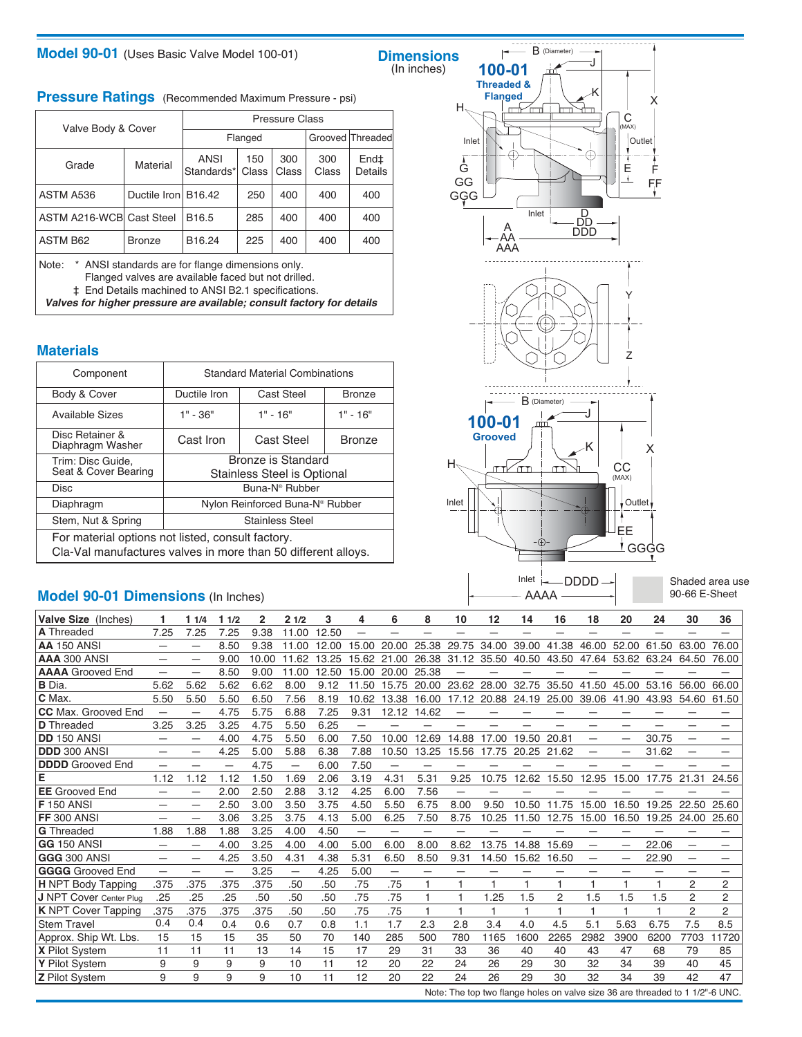## Model 90-01 (Uses Basic Valve Model 100-01)

## Pressure Ratings (Recommended Maximum Pressure - psi)

| Valve Body & Cover | | Pressure Class | | | | |
|---|---|---|---|---|---|---|
| | | Flanged | | | Grooved | Threaded |
| Grade | Material | ANSI Standards* | 150 Class | 300 Class | 300 Class | End‡ Details |
| ASTM A536 | Ductile Iron | B16.42 | 250 | 400 | 400 | 400 |
| ASTM A216-WCB | Cast Steel | B16.5 | 285 | 400 | 400 | 400 |
| ASTM B62 | Bronze | B16.24 | 225 | 400 | 400 | 400 |

Note: * ANSI standards are for flange dimensions only.
Flanged valves are available faced but not drilled.
‡ End Details machined to ANSI B2.1 specifications.
***Valves for higher pressure are available; consult factory for details***

## Materials

| Component | Standard Material Combinations | | |
|---|---|---|---|
| Body & Cover | Ductile Iron | Cast Steel | Bronze |
| Available Sizes | 1" - 36" | 1" - 16" | 1" - 16" |
| Disc Retainer & Diaphragm Washer | Cast Iron | Cast Steel | Bronze |
| Trim: Disc Guide, Seat & Cover Bearing | Bronze is Standard<br>Stainless Steel is Optional | | |
| Disc | Buna-N® Rubber | | |
| Diaphragm | Nylon Reinforced Buna-N® Rubber | | |
| Stem, Nut & Spring | Stainless Steel | | |

For material options not listed, consult factory.
Cla-Val manufactures valves in more than 50 different alloys.

## Dimensions (In inches)

100-01 Threaded & Flanged

100-01 Grooved

Shaded area use 90-66 E-Sheet

## Model 90-01 Dimensions (In Inches)

| Valve Size (Inches) | 1 | 1 1/4 | 1 1/2 | 2 | 2 1/2 | 3 | 4 | 6 | 8 | 10 | 12 | 14 | 16 | 18 | 20 | 24 | 30 | 36 |
|---|---|---|---|---|---|---|---|---|---|---|---|---|---|---|---|---|---|---|
| **A** Threaded | 7.25 | 7.25 | 7.25 | 9.38 | 11.00 | 12.50 | — | — | — | — | — | — | — | — | — | — | — | — |
| **AA** 150 ANSI | — | — | 8.50 | 9.38 | 11.00 | 12.00 | 15.00 | 20.00 | 25.38 | 29.75 | 34.00 | 39.00 | 41.38 | 46.00 | 52.00 | 61.50 | 63.00 | 76.00 |
| **AAA** 300 ANSI | — | — | 9.00 | 10.00 | 11.62 | 13.25 | 15.62 | 21.00 | 26.38 | 31.12 | 35.50 | 40.50 | 43.50 | 47.64 | 53.62 | 63.24 | 64.50 | 76.00 |
| **AAAA** Grooved End | — | — | 8.50 | 9.00 | 11.00 | 12.50 | 15.00 | 20.00 | 25.38 | — | — | — | — | — | — | — | — | — |
| **B** Dia. | 5.62 | 5.62 | 5.62 | 6.62 | 8.00 | 9.12 | 11.50 | 15.75 | 20.00 | 23.62 | 28.00 | 32.75 | 35.50 | 41.50 | 45.00 | 53.16 | 56.00 | 66.00 |
| **C** Max. | 5.50 | 5.50 | 5.50 | 6.50 | 7.56 | 8.19 | 10.62 | 13.38 | 16.00 | 17.12 | 20.88 | 24.19 | 25.00 | 39.06 | 41.90 | 43.93 | 54.60 | 61.50 |
| **CC** Max. Grooved End | — | — | 4.75 | 5.75 | 6.88 | 7.25 | 9.31 | 12.12 | 14.62 | — | — | — | — | — | — | — | — | — |
| **D** Threaded | 3.25 | 3.25 | 3.25 | 4.75 | 5.50 | 6.25 | — | — | — | — | — | — | — | — | — | — | — | — |
| **DD** 150 ANSI | — | — | 4.00 | 4.75 | 5.50 | 6.00 | 7.50 | 10.00 | 12.69 | 14.88 | 17.00 | 19.50 | 20.81 | — | — | 30.75 | — | — |
| **DDD** 300 ANSI | — | — | 4.25 | 5.00 | 5.88 | 6.38 | 7.88 | 10.50 | 13.25 | 15.56 | 17.75 | 20.25 | 21.62 | — | — | 31.62 | — | — |
| **DDDD** Grooved End | — | — | — | 4.75 | — | 6.00 | 7.50 | — | — | — | — | — | — | — | — | — | — | — |
| **E** | 1.12 | 1.12 | 1.12 | 1.50 | 1.69 | 2.06 | 3.19 | 4.31 | 5.31 | 9.25 | 10.75 | 12.62 | 15.50 | 12.95 | 15.00 | 17.75 | 21.31 | 24.56 |
| **EE** Grooved End | — | — | 2.00 | 2.50 | 2.88 | 3.12 | 4.25 | 6.00 | 7.56 | — | — | — | — | — | — | — | — | — |
| **F** 150 ANSI | — | — | 2.50 | 3.00 | 3.50 | 3.75 | 4.50 | 5.50 | 6.75 | 8.00 | 9.50 | 10.50 | 11.75 | 15.00 | 16.50 | 19.25 | 22.50 | 25.60 |
| **FF** 300 ANSI | — | — | 3.06 | 3.25 | 3.75 | 4.13 | 5.00 | 6.25 | 7.50 | 8.75 | 10.25 | 11.50 | 12.75 | 15.00 | 16.50 | 19.25 | 24.00 | 25.60 |
| **G** Threaded | 1.88 | 1.88 | 1.88 | 3.25 | 4.00 | 4.50 | — | — | — | — | — | — | — | — | — | — | — | — |
| **GG** 150 ANSI | — | — | 4.00 | 3.25 | 4.00 | 4.00 | 5.00 | 6.00 | 8.00 | 8.62 | 13.75 | 14.88 | 15.69 | — | — | 22.06 | — | — |
| **GGG** 300 ANSI | — | — | 4.25 | 3.50 | 4.31 | 4.38 | 5.31 | 6.50 | 8.50 | 9.31 | 14.50 | 15.62 | 16.50 | — | — | 22.90 | — | — |
| **GGGG** Grooved End | — | — | — | 3.25 | — | 4.25 | 5.00 | — | — | — | — | — | — | — | — | — | — | — |
| **H** NPT Body Tapping | .375 | .375 | .375 | .375 | .50 | .50 | .75 | .75 | 1 | 1 | 1 | 1 | 1 | 1 | 1 | 1 | 2 | 2 |
| **J** NPT Cover Center Plug | .25 | .25 | .25 | .50 | .50 | .50 | .75 | .75 | 1 | 1 | 1.25 | 1.5 | 2 | 1.5 | 1.5 | 1.5 | 2 | 2 |
| **K** NPT Cover Tapping | .375 | .375 | .375 | .375 | .50 | .50 | .75 | .75 | 1 | 1 | 1 | 1 | 1 | 1 | 1 | 1 | 2 | 2 |
| Stem Travel | 0.4 | 0.4 | 0.4 | 0.6 | 0.7 | 0.8 | 1.1 | 1.7 | 2.3 | 2.8 | 3.4 | 4.0 | 4.5 | 5.1 | 5.63 | 6.75 | 7.5 | 8.5 |
| Approx. Ship Wt. Lbs. | 15 | 15 | 15 | 35 | 50 | 70 | 140 | 285 | 500 | 780 | 1165 | 1600 | 2265 | 2982 | 3900 | 6200 | 7703 | 11720 |
| **X** Pilot System | 11 | 11 | 11 | 13 | 14 | 15 | 17 | 29 | 31 | 33 | 36 | 40 | 40 | 43 | 47 | 68 | 79 | 85 |
| **Y** Pilot System | 9 | 9 | 9 | 9 | 10 | 11 | 12 | 20 | 22 | 24 | 26 | 29 | 30 | 32 | 34 | 39 | 40 | 45 |
| **Z** Pilot System | 9 | 9 | 9 | 9 | 10 | 11 | 12 | 20 | 22 | 24 | 26 | 29 | 30 | 32 | 34 | 39 | 42 | 47 |

Note: The top two flange holes on valve size 36 are threaded to 1 1/2"-6 UNC.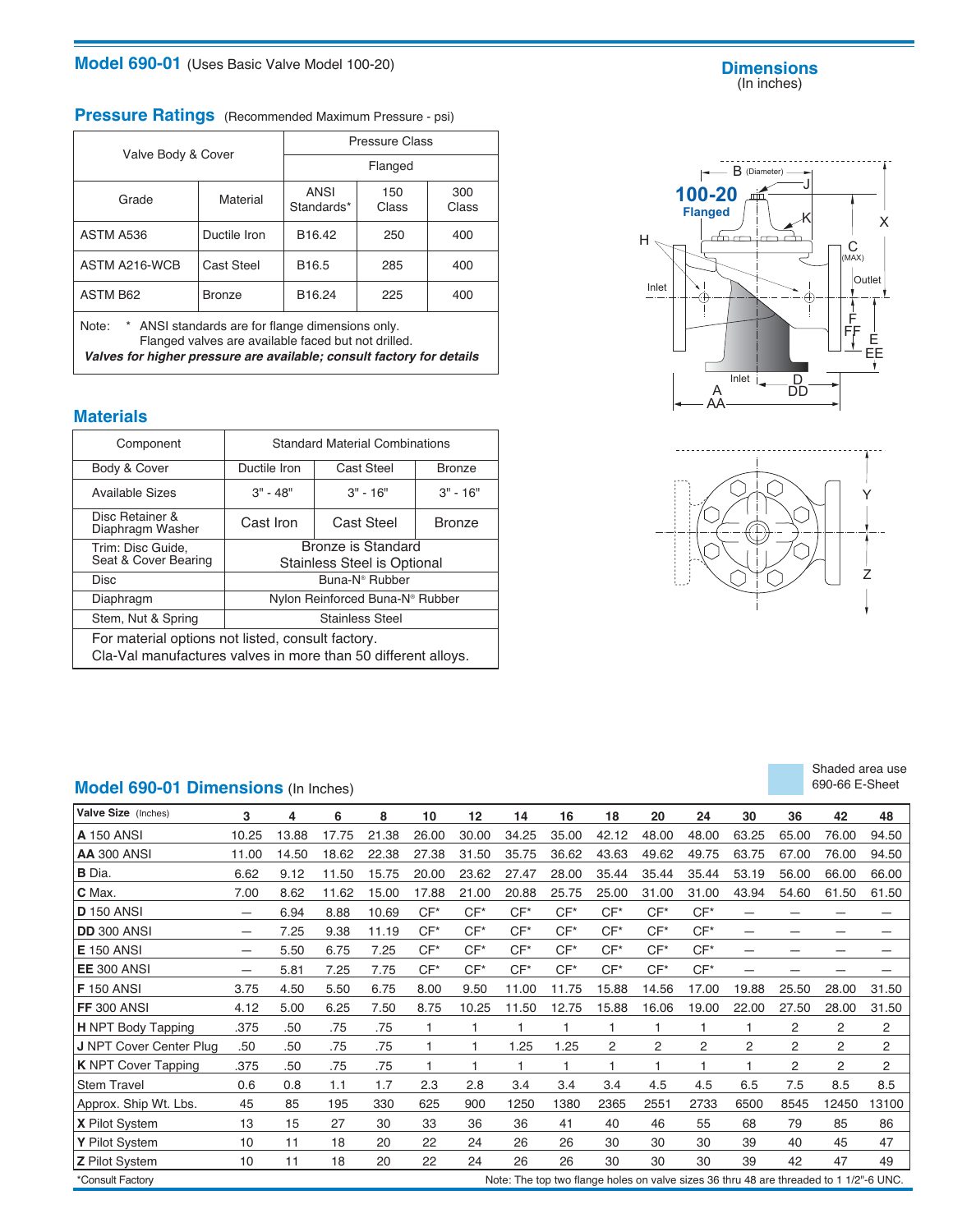## Model 690-01 (Uses Basic Valve Model 100-20)

## Dimensions
(In inches)

## Pressure Ratings (Recommended Maximum Pressure - psi)

| Valve Body & Cover | | Pressure Class | | |
|---|---|---|---|---|
| | | Flanged | | |
| Grade | Material | ANSI Standards* | 150 Class | 300 Class |
| ASTM A536 | Ductile Iron | B16.42 | 250 | 400 |
| ASTM A216-WCB | Cast Steel | B16.5 | 285 | 400 |
| ASTM B62 | Bronze | B16.24 | 225 | 400 |

Note: * ANSI standards are for flange dimensions only.
Flanged valves are available faced but not drilled.
***Valves for higher pressure are available; consult factory for details***

## Materials

| Component | Standard Material Combinations | | |
|---|---|---|---|
| Body & Cover | Ductile Iron | Cast Steel | Bronze |
| Available Sizes | 3" - 48" | 3" - 16" | 3" - 16" |
| Disc Retainer & Diaphragm Washer | Cast Iron | Cast Steel | Bronze |
| Trim: Disc Guide, Seat & Cover Bearing | Bronze is Standard<br>Stainless Steel is Optional | | |
| Disc | Buna-N® Rubber | | |
| Diaphragm | Nylon Reinforced Buna-N® Rubber | | |
| Stem, Nut & Spring | Stainless Steel | | |

For material options not listed, consult factory.
Cla-Val manufactures valves in more than 50 different alloys.

100-20 Flanged

## Model 690-01 Dimensions (In Inches)

Shaded area use 690-66 E-Sheet

| Valve Size (Inches) | 3 | 4 | 6 | 8 | 10 | 12 | 14 | 16 | 18 | 20 | 24 | 30 | 36 | 42 | 48 |
|---|---|---|---|---|---|---|---|---|---|---|---|---|---|---|---|
| **A** 150 ANSI | 10.25 | 13.88 | 17.75 | 21.38 | 26.00 | 30.00 | 34.25 | 35.00 | 42.12 | 48.00 | 48.00 | 63.25 | 65.00 | 76.00 | 94.50 |
| **AA** 300 ANSI | 11.00 | 14.50 | 18.62 | 22.38 | 27.38 | 31.50 | 35.75 | 36.62 | 43.63 | 49.62 | 49.75 | 63.75 | 67.00 | 76.00 | 94.50 |
| **B** Dia. | 6.62 | 9.12 | 11.50 | 15.75 | 20.00 | 23.62 | 27.47 | 28.00 | 35.44 | 35.44 | 35.44 | 53.19 | 56.00 | 66.00 | 66.00 |
| **C** Max. | 7.00 | 8.62 | 11.62 | 15.00 | 17.88 | 21.00 | 20.88 | 25.75 | 25.00 | 31.00 | 31.00 | 43.94 | 54.60 | 61.50 | 61.50 |
| **D** 150 ANSI | — | 6.94 | 8.88 | 10.69 | CF* | CF* | CF* | CF* | CF* | CF* | CF* | — | — | — | — |
| **DD** 300 ANSI | — | 7.25 | 9.38 | 11.19 | CF* | CF* | CF* | CF* | CF* | CF* | CF* | — | — | — | — |
| **E** 150 ANSI | — | 5.50 | 6.75 | 7.25 | CF* | CF* | CF* | CF* | CF* | CF* | CF* | — | — | — | — |
| **EE** 300 ANSI | — | 5.81 | 7.25 | 7.75 | CF* | CF* | CF* | CF* | CF* | CF* | CF* | — | — | — | — |
| **F** 150 ANSI | 3.75 | 4.50 | 5.50 | 6.75 | 8.00 | 9.50 | 11.00 | 11.75 | 15.88 | 14.56 | 17.00 | 19.88 | 25.50 | 28.00 | 31.50 |
| **FF** 300 ANSI | 4.12 | 5.00 | 6.25 | 7.50 | 8.75 | 10.25 | 11.50 | 12.75 | 15.88 | 16.06 | 19.00 | 22.00 | 27.50 | 28.00 | 31.50 |
| **H** NPT Body Tapping | .375 | .50 | .75 | .75 | 1 | 1 | 1 | 1 | 1 | 1 | 1 | 1 | 2 | 2 | 2 |
| **J** NPT Cover Center Plug | .50 | .50 | .75 | .75 | 1 | 1 | 1.25 | 1.25 | 2 | 2 | 2 | 2 | 2 | 2 | 2 |
| **K** NPT Cover Tapping | .375 | .50 | .75 | .75 | 1 | 1 | 1 | 1 | 1 | 1 | 1 | 1 | 2 | 2 | 2 |
| Stem Travel | 0.6 | 0.8 | 1.1 | 1.7 | 2.3 | 2.8 | 3.4 | 3.4 | 3.4 | 4.5 | 4.5 | 6.5 | 7.5 | 8.5 | 8.5 |
| Approx. Ship Wt. Lbs. | 45 | 85 | 195 | 330 | 625 | 900 | 1250 | 1380 | 2365 | 2551 | 2733 | 6500 | 8545 | 12450 | 13100 |
| **X** Pilot System | 13 | 15 | 27 | 30 | 33 | 36 | 36 | 41 | 40 | 46 | 55 | 68 | 79 | 85 | 86 |
| **Y** Pilot System | 10 | 11 | 18 | 20 | 22 | 24 | 26 | 26 | 30 | 30 | 30 | 39 | 40 | 45 | 47 |
| **Z** Pilot System | 10 | 11 | 18 | 20 | 22 | 24 | 26 | 26 | 30 | 30 | 30 | 39 | 42 | 47 | 49 |

*Consult Factory

Note: The top two flange holes on valve sizes 36 thru 48 are threaded to 1 1/2"-6 UNC.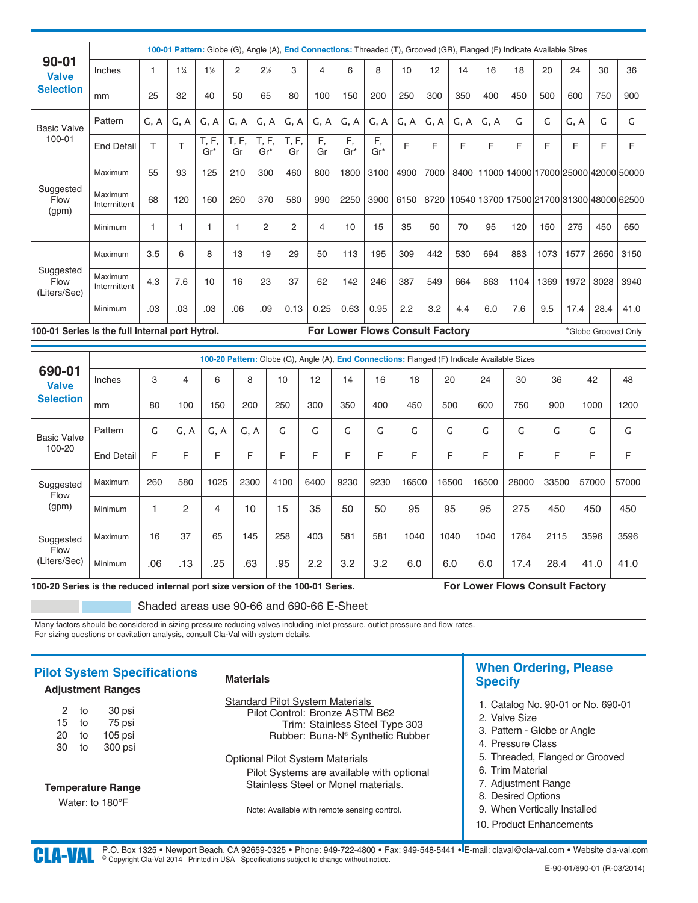| 90-01 Valve Selection | | 100-01 Pattern: Globe (G), Angle (A), End Connections: Threaded (T), Grooved (GR), Flanged (F) Indicate Available Sizes | | | | | | | | | | | | | | | | | |
|---|---|---|---|---|---|---|---|---|---|---|---|---|---|---|---|---|---|---|---|
| | Inches | 1 | 1¼ | 1½ | 2 | 2½ | 3 | 4 | 6 | 8 | 10 | 12 | 14 | 16 | 18 | 20 | 24 | 30 | 36 |
| | mm | 25 | 32 | 40 | 50 | 65 | 80 | 100 | 150 | 200 | 250 | 300 | 350 | 400 | 450 | 500 | 600 | 750 | 900 |
| Basic Valve 100-01 | Pattern | G, A | G, A | G, A | G, A | G, A | G, A | G, A | G, A | G, A | G, A | G, A | G, A | G, A | G | G | G, A | G | G |
| | End Detail | T | T | T, F, Gr* | T, F, Gr | T, F, Gr* | T, F, Gr | F, Gr | F, Gr* | F, Gr* | F | F | F | F | F | F | F | F | F |
| Suggested Flow (gpm) | Maximum | 55 | 93 | 125 | 210 | 300 | 460 | 800 | 1800 | 3100 | 4900 | 7000 | 8400 | 11000 | 14000 | 17000 | 25000 | 42000 | 50000 |
| | Maximum Intermittent | 68 | 120 | 160 | 260 | 370 | 580 | 990 | 2250 | 3900 | 6150 | 8720 | 10540 | 13700 | 17500 | 21700 | 31300 | 48000 | 62500 |
| | Minimum | 1 | 1 | 1 | 1 | 2 | 2 | 4 | 10 | 15 | 35 | 50 | 70 | 95 | 120 | 150 | 275 | 450 | 650 |
| Suggested Flow (Liters/Sec) | Maximum | 3.5 | 6 | 8 | 13 | 19 | 29 | 50 | 113 | 195 | 309 | 442 | 530 | 694 | 883 | 1073 | 1577 | 2650 | 3150 |
| | Maximum Intermittent | 4.3 | 7.6 | 10 | 16 | 23 | 37 | 62 | 142 | 246 | 387 | 549 | 664 | 863 | 1104 | 1369 | 1972 | 3028 | 3940 |
| | Minimum | .03 | .03 | .03 | .06 | .09 | 0.13 | 0.25 | 0.63 | 0.95 | 2.2 | 3.2 | 4.4 | 6.0 | 7.6 | 9.5 | 17.4 | 28.4 | 41.0 |

**100-01 Series is the full internal port Hytrol.** **For Lower Flows Consult Factory** *Globe Grooved Only

| 690-01 Valve Selection | | 100-20 Pattern: Globe (G), Angle (A), End Connections: Flanged (F) Indicate Available Sizes | | | | | | | | | | | | | | |
|---|---|---|---|---|---|---|---|---|---|---|---|---|---|---|---|---|
| | Inches | 3 | 4 | 6 | 8 | 10 | 12 | 14 | 16 | 18 | 20 | 24 | 30 | 36 | 42 | 48 |
| | mm | 80 | 100 | 150 | 200 | 250 | 300 | 350 | 400 | 450 | 500 | 600 | 750 | 900 | 1000 | 1200 |
| Basic Valve 100-20 | Pattern | G | G, A | G, A | G, A | G | G | G | G | G | G | G | G | G | G | G |
| | End Detail | F | F | F | F | F | F | F | F | F | F | F | F | F | F | F |
| Suggested Flow (gpm) | Maximum | 260 | 580 | 1025 | 2300 | 4100 | 6400 | 9230 | 9230 | 16500 | 16500 | 16500 | 28000 | 33500 | 57000 | 57000 |
| | Minimum | 1 | 2 | 4 | 10 | 15 | 35 | 50 | 50 | 95 | 95 | 95 | 275 | 450 | 450 | 450 |
| Suggested Flow (Liters/Sec) | Maximum | 16 | 37 | 65 | 145 | 258 | 403 | 581 | 581 | 1040 | 1040 | 1040 | 1764 | 2115 | 3596 | 3596 |
| | Minimum | .06 | .13 | .25 | .63 | .95 | 2.2 | 3.2 | 3.2 | 6.0 | 6.0 | 6.0 | 17.4 | 28.4 | 41.0 | 41.0 |

**100-20 Series is the reduced internal port size version of the 100-01 Series.** **For Lower Flows Consult Factory**

Shaded areas use 90-66 and 690-66 E-Sheet

Many factors should be considered in sizing pressure reducing valves including inlet pressure, outlet pressure and flow rates.
For sizing questions or cavitation analysis, consult Cla-Val with system details.

## Pilot System Specifications

**Adjustment Ranges**

2 to 30 psi
15 to 75 psi
20 to 105 psi
30 to 300 psi

**Temperature Range**

Water: to 180°F

**Materials**

Standard Pilot System Materials
Pilot Control: Bronze ASTM B62
Trim: Stainless Steel Type 303
Rubber: Buna-N® Synthetic Rubber

Optional Pilot System Materials
Pilot Systems are available with optional Stainless Steel or Monel materials.

Note: Available with remote sensing control.

## When Ordering, Please Specify

1. Catalog No. 90-01 or No. 690-01
2. Valve Size
3. Pattern - Globe or Angle
4. Pressure Class
5. Threaded, Flanged or Grooved
6. Trim Material
7. Adjustment Range
8. Desired Options
9. When Vertically Installed
10. Product Enhancements

**CLA-VAL** P.O. Box 1325 • Newport Beach, CA 92659-0325 • Phone: 949-722-4800 • Fax: 949-548-5441 • E-mail: claval@cla-val.com • Website cla-val.com
© Copyright Cla-Val 2014 Printed in USA Specifications subject to change without notice.

E-90-01/690-01 (R-03/2014)